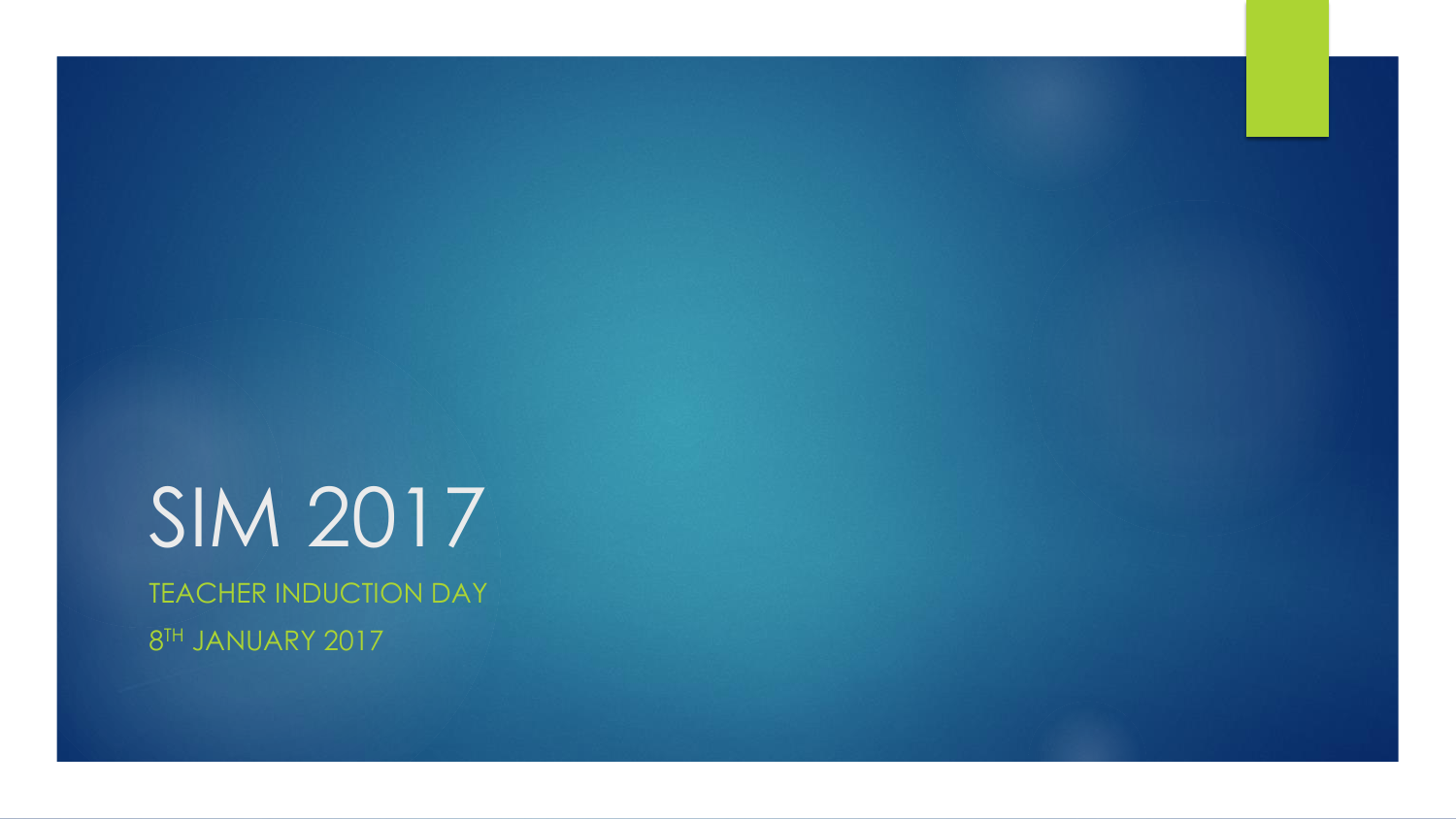# SIM 2017

TEACHER INDUCTION DAY

8TH JANUARY 2017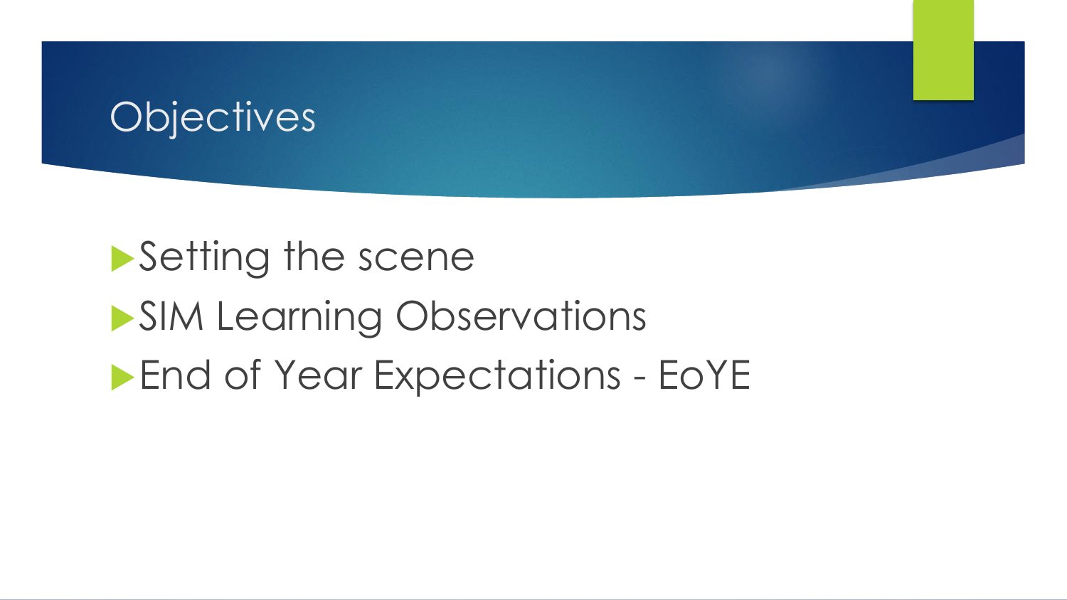# Objectives

- Setting the scene
- SIM Learning Observations
- End of Year Expectations - EoYE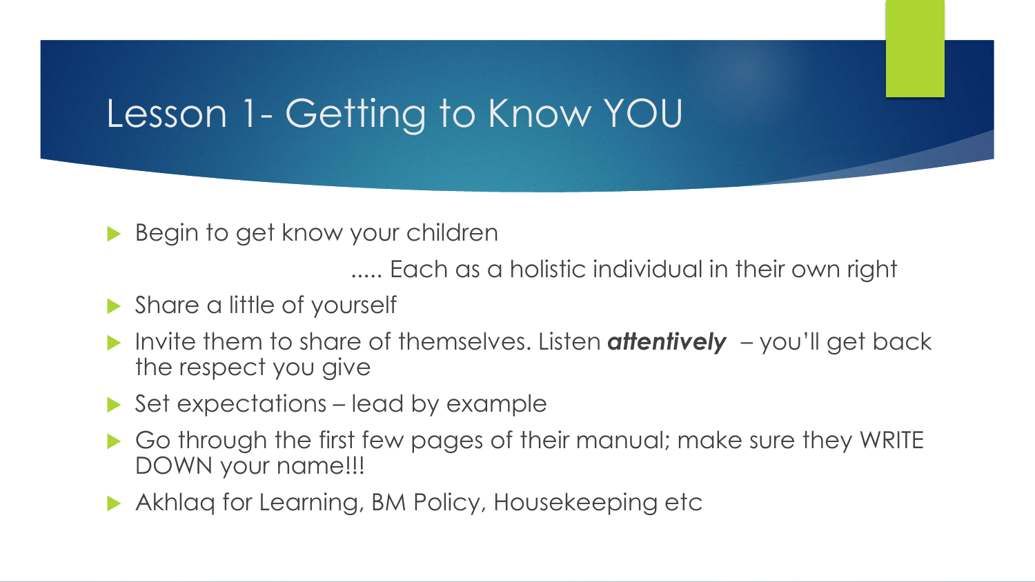# Lesson 1- Getting to Know YOU

- Begin to get know your children

  ..... Each as a holistic individual in their own right
- Share a little of yourself
- Invite them to share of themselves. Listen ***attentively*** – you'll get back the respect you give
- Set expectations – lead by example
- Go through the first few pages of their manual; make sure they WRITE DOWN your name!!!
- Akhlaq for Learning, BM Policy, Housekeeping etc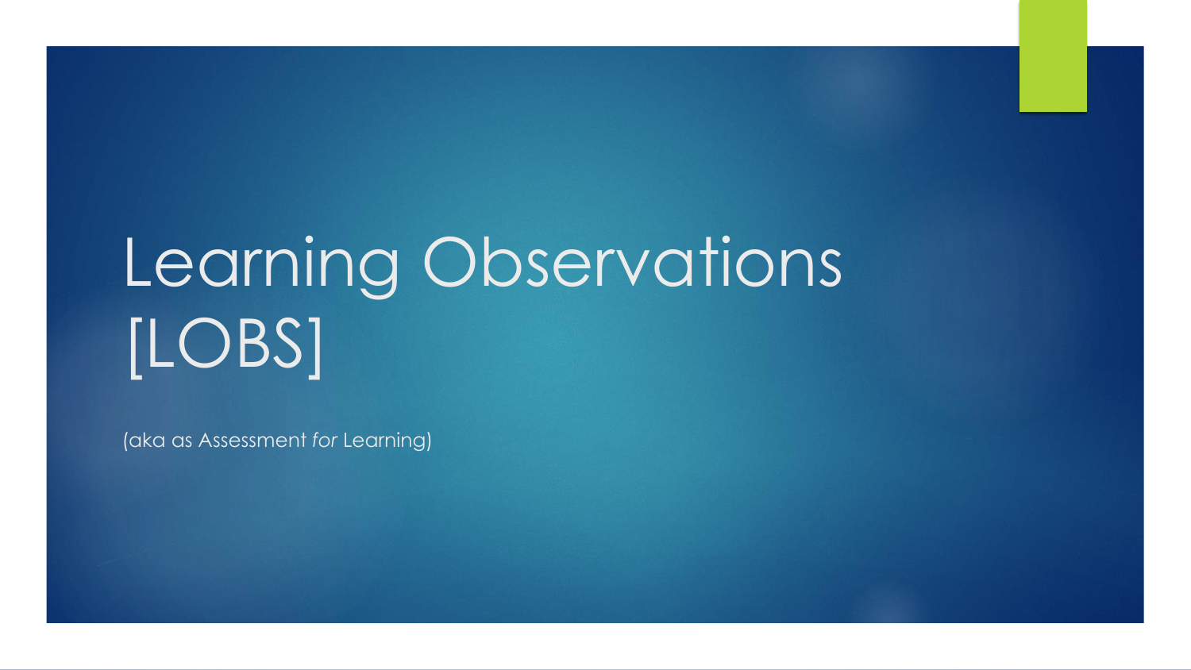# Learning Observations [LOBS]

(aka as Assessment *for* Learning)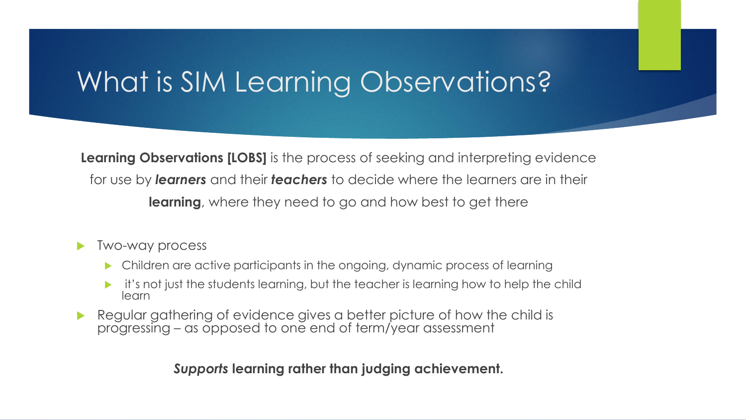# What is SIM Learning Observations?

**Learning Observations [LOBS]** is the process of seeking and interpreting evidence for use by ***learners*** and their ***teachers*** to decide where the learners are in their **learning**, where they need to go and how best to get there

- Two-way process
  - Children are active participants in the ongoing, dynamic process of learning
  - it's not just the students learning, but the teacher is learning how to help the child learn
- Regular gathering of evidence gives a better picture of how the child is progressing – as opposed to one end of term/year assessment

***Supports* learning rather than judging achievement.**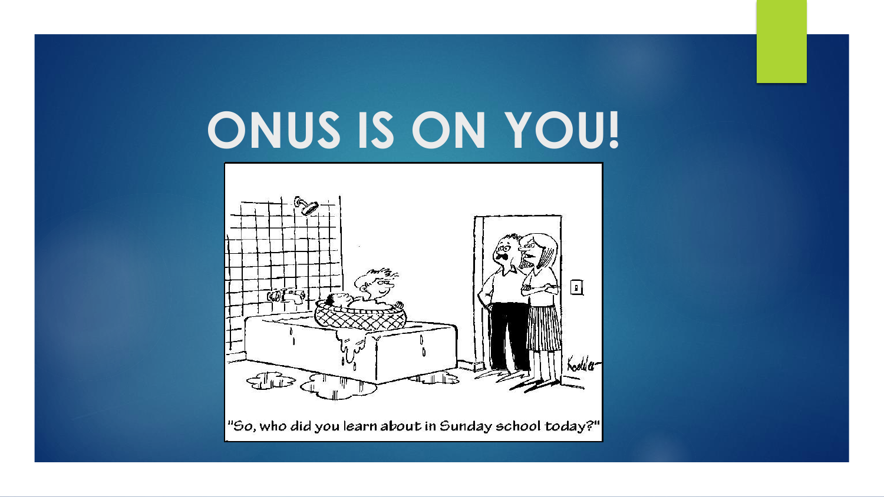# ONUS IS ON YOU!

"So, who did you learn about in Sunday school today?"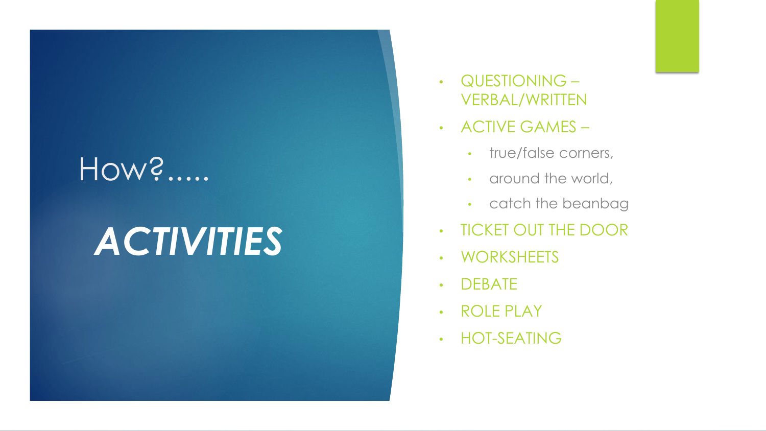# How?.....

## *ACTIVITIES*

- QUESTIONING – VERBAL/WRITTEN
- ACTIVE GAMES –
  - true/false corners,
  - around the world,
  - catch the beanbag
- TICKET OUT THE DOOR
- WORKSHEETS
- DEBATE
- ROLE PLAY
- HOT-SEATING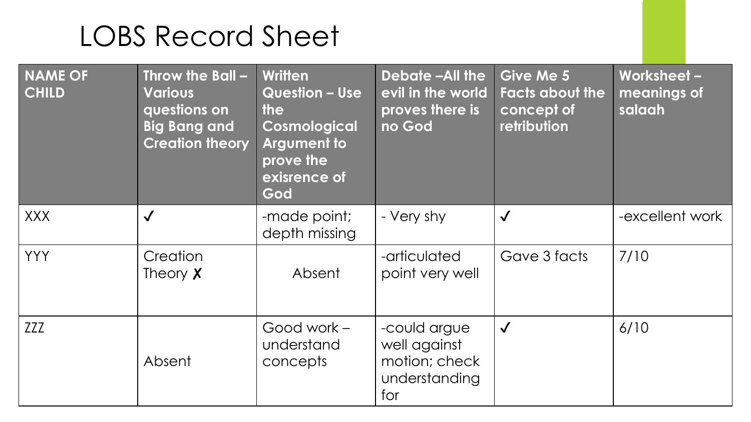# LOBS Record Sheet

| NAME OF CHILD | Throw the Ball – Various questions on Big Bang and Creation theory | Written Question – Use the Cosmological Argument to prove the exisrence of God | Debate –All the evil in the world proves there is no God | Give Me 5 Facts about the concept of retribution | Worksheet – meanings of salaah |
|---|---|---|---|---|---|
| XXX | ✓ | -made point; depth missing | - Very shy | ✓ | -excellent work |
| YYY | Creation Theory ✗ | Absent | -articulated point very well | Gave 3 facts | 7/10 |
| ZZZ | Absent | Good work – understand concepts | -could argue well against motion; check understanding for | ✓ | 6/10 |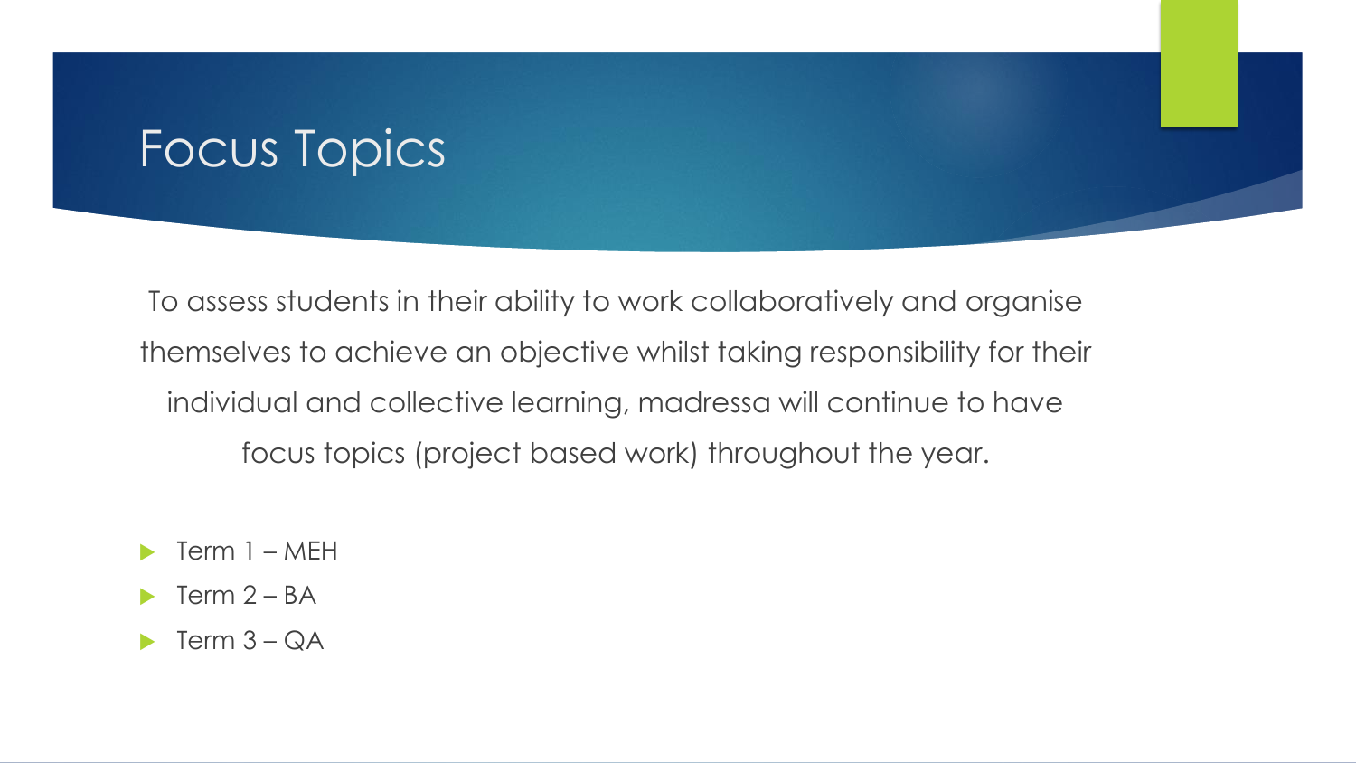# Focus Topics

To assess students in their ability to work collaboratively and organise themselves to achieve an objective whilst taking responsibility for their individual and collective learning, madressa will continue to have focus topics (project based work) throughout the year.

- Term 1 – MEH
- Term 2 – BA
- Term 3 – QA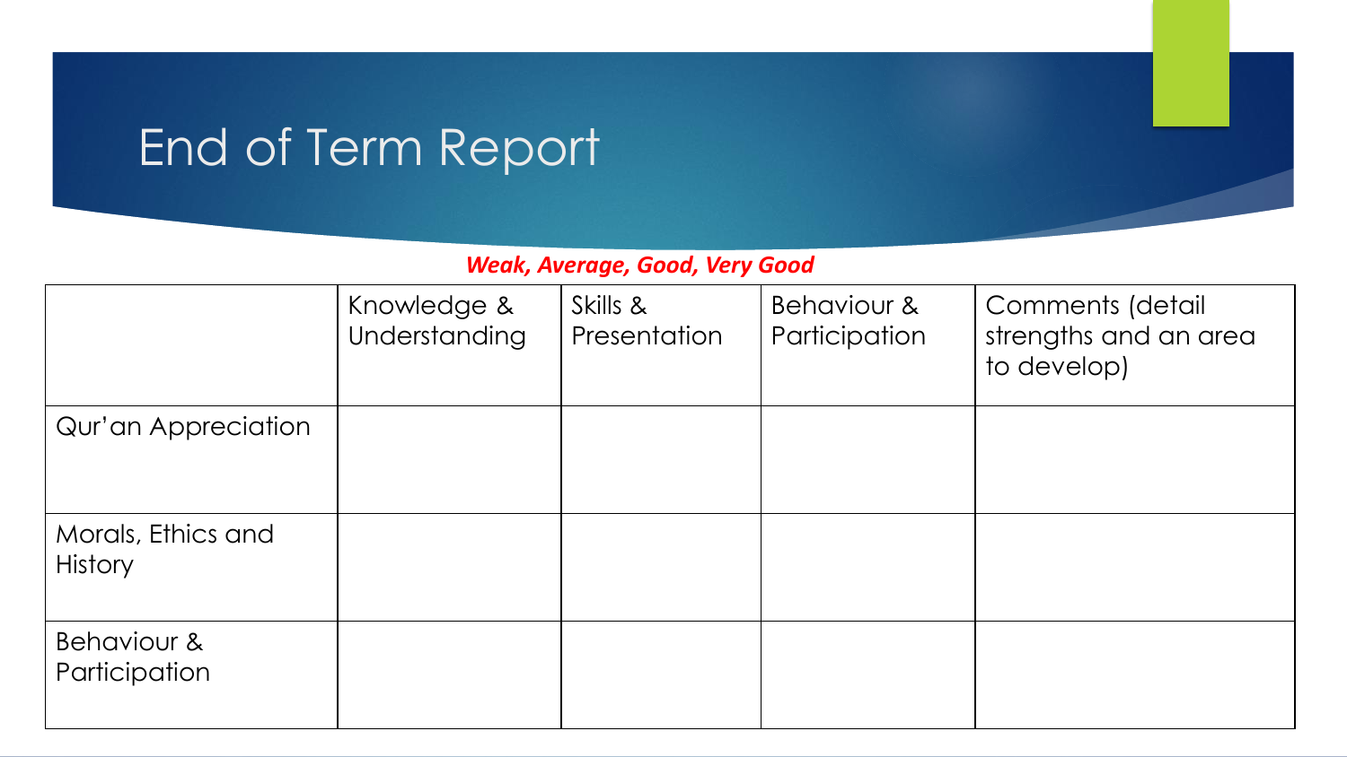# End of Term Report

***Weak, Average, Good, Very Good***

| | Knowledge & Understanding | Skills & Presentation | Behaviour & Participation | Comments (detail strengths and an area to develop) |
|---|---|---|---|---|
| Qur'an Appreciation | | | | |
| Morals, Ethics and History | | | | |
| Behaviour & Participation | | | | |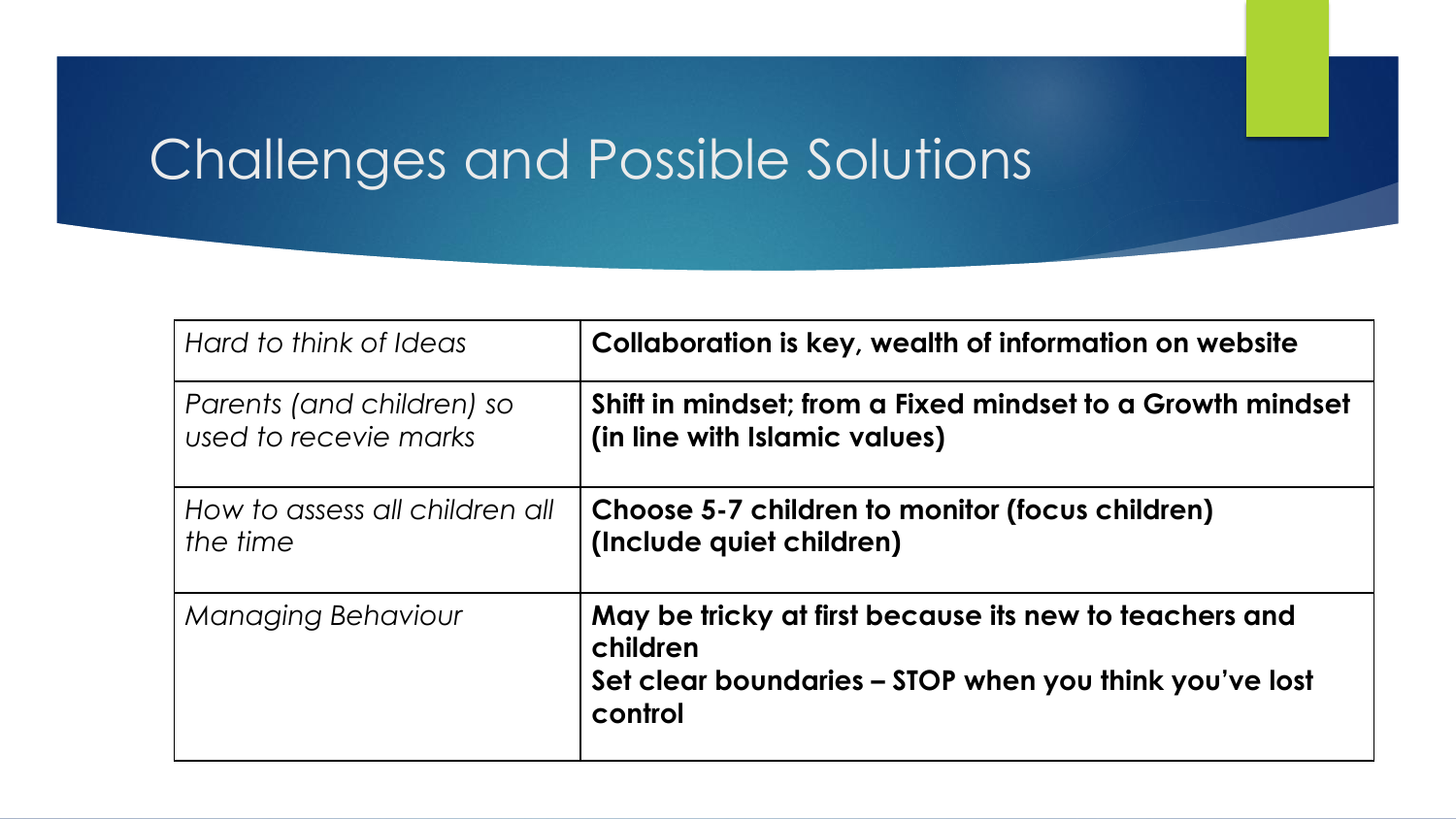# Challenges and Possible Solutions

| | |
|---|---|
| *Hard to think of Ideas* | **Collaboration is key, wealth of information on website** |
| *Parents (and children) so used to recevie marks* | **Shift in mindset; from a Fixed mindset to a Growth mindset (in line with Islamic values)** |
| *How to assess all children all the time* | **Choose 5-7 children to monitor (focus children) (Include quiet children)** |
| *Managing Behaviour* | **May be tricky at first because its new to teachers and children**<br>**Set clear boundaries – STOP when you think you've lost control** |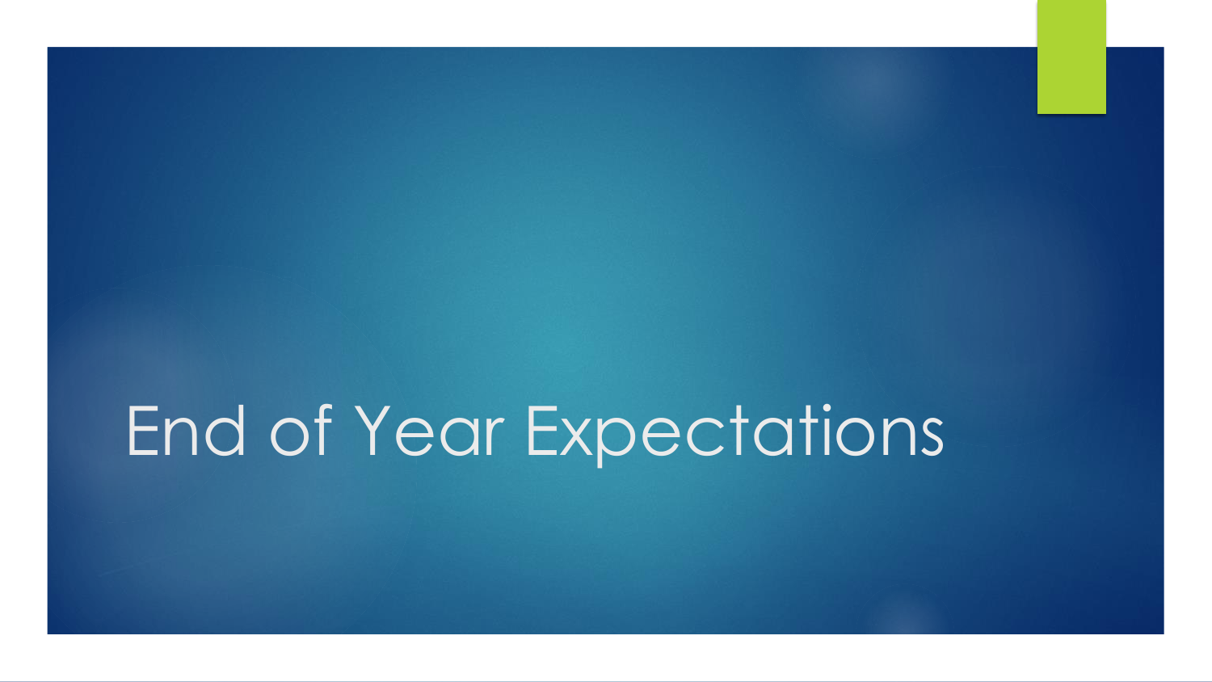# End of Year Expectations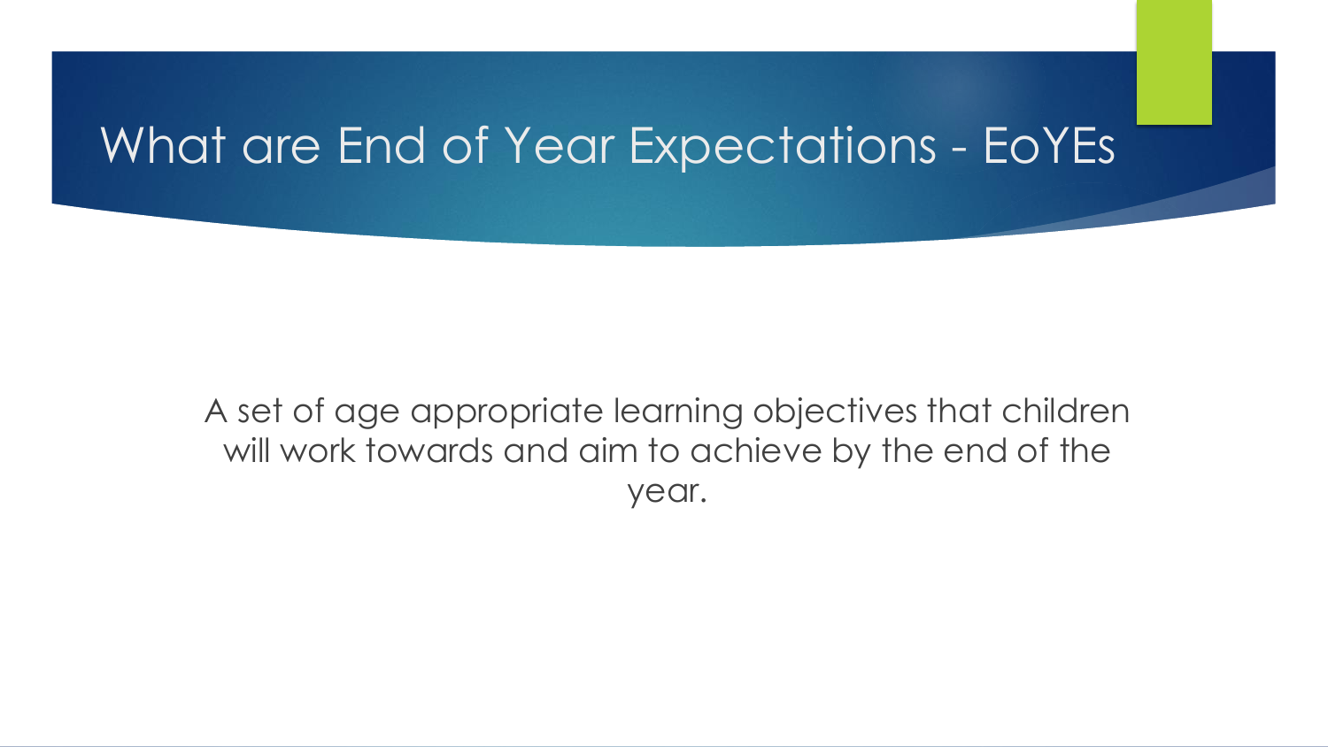# What are End of Year Expectations - EoYEs

A set of age appropriate learning objectives that children will work towards and aim to achieve by the end of the year.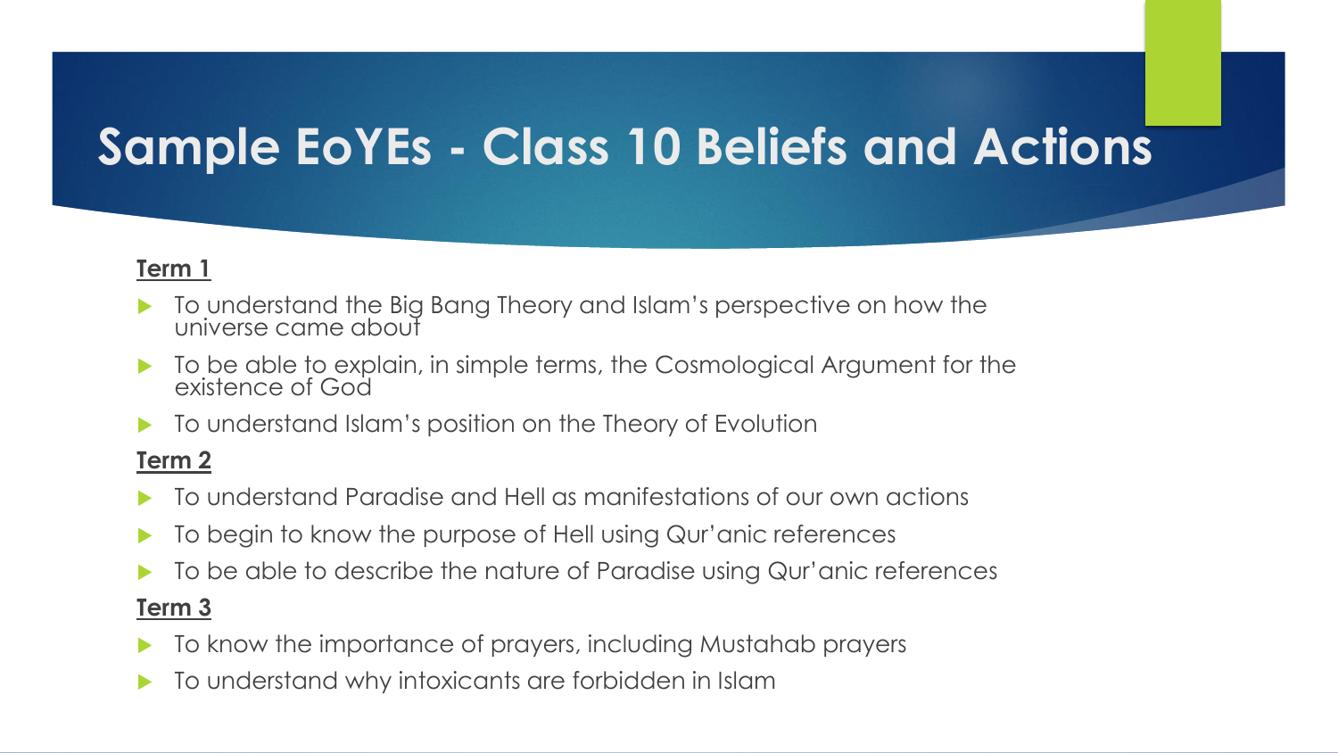# Sample EoYEs - Class 10 Beliefs and Actions

**Term 1**

- To understand the Big Bang Theory and Islam's perspective on how the universe came about
- To be able to explain, in simple terms, the Cosmological Argument for the existence of God
- To understand Islam's position on the Theory of Evolution

**Term 2**

- To understand Paradise and Hell as manifestations of our own actions
- To begin to know the purpose of Hell using Qur'anic references
- To be able to describe the nature of Paradise using Qur'anic references

**Term 3**

- To know the importance of prayers, including Mustahab prayers
- To understand why intoxicants are forbidden in Islam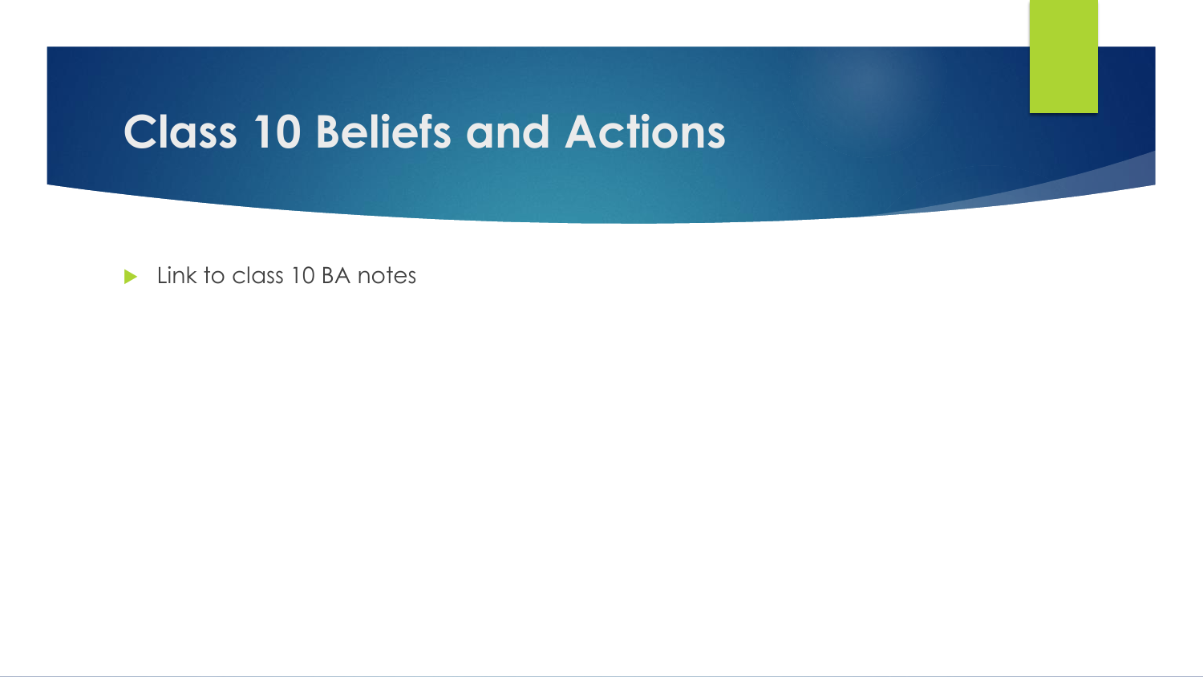# Class 10 Beliefs and Actions

- Link to class 10 BA notes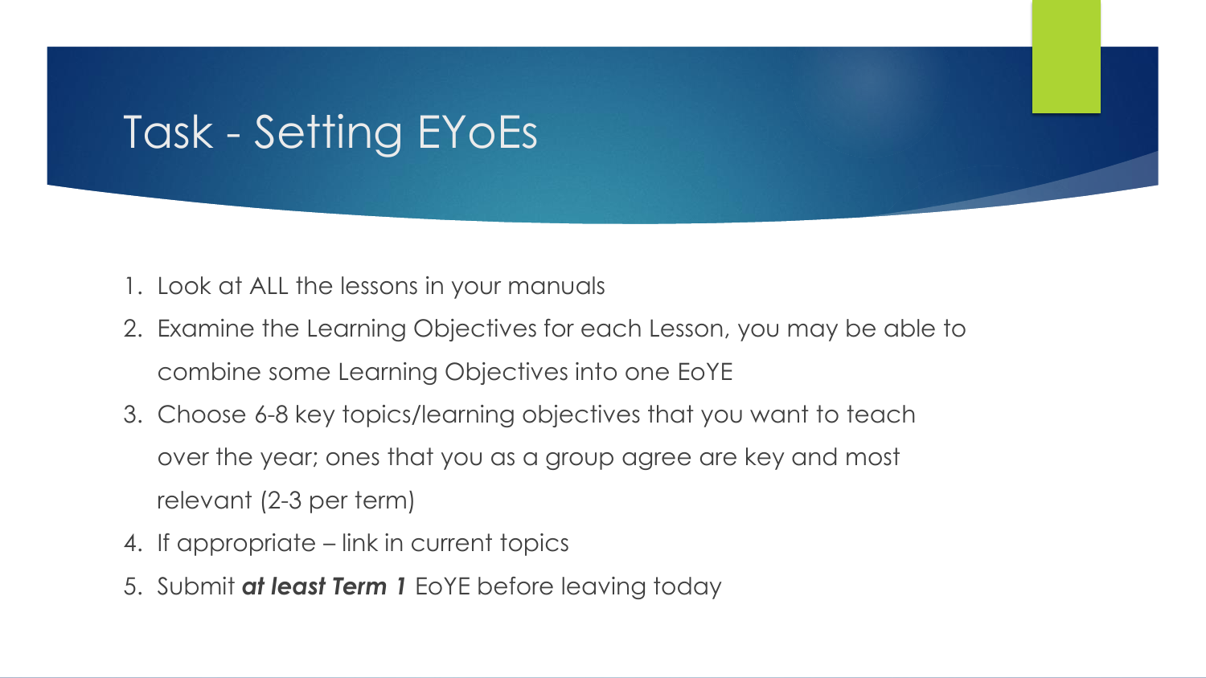# Task - Setting EYoEs

1. Look at ALL the lessons in your manuals
2. Examine the Learning Objectives for each Lesson, you may be able to combine some Learning Objectives into one EoYE
3. Choose 6-8 key topics/learning objectives that you want to teach over the year; ones that you as a group agree are key and most relevant (2-3 per term)
4. If appropriate – link in current topics
5. Submit ***at least Term 1*** EoYE before leaving today